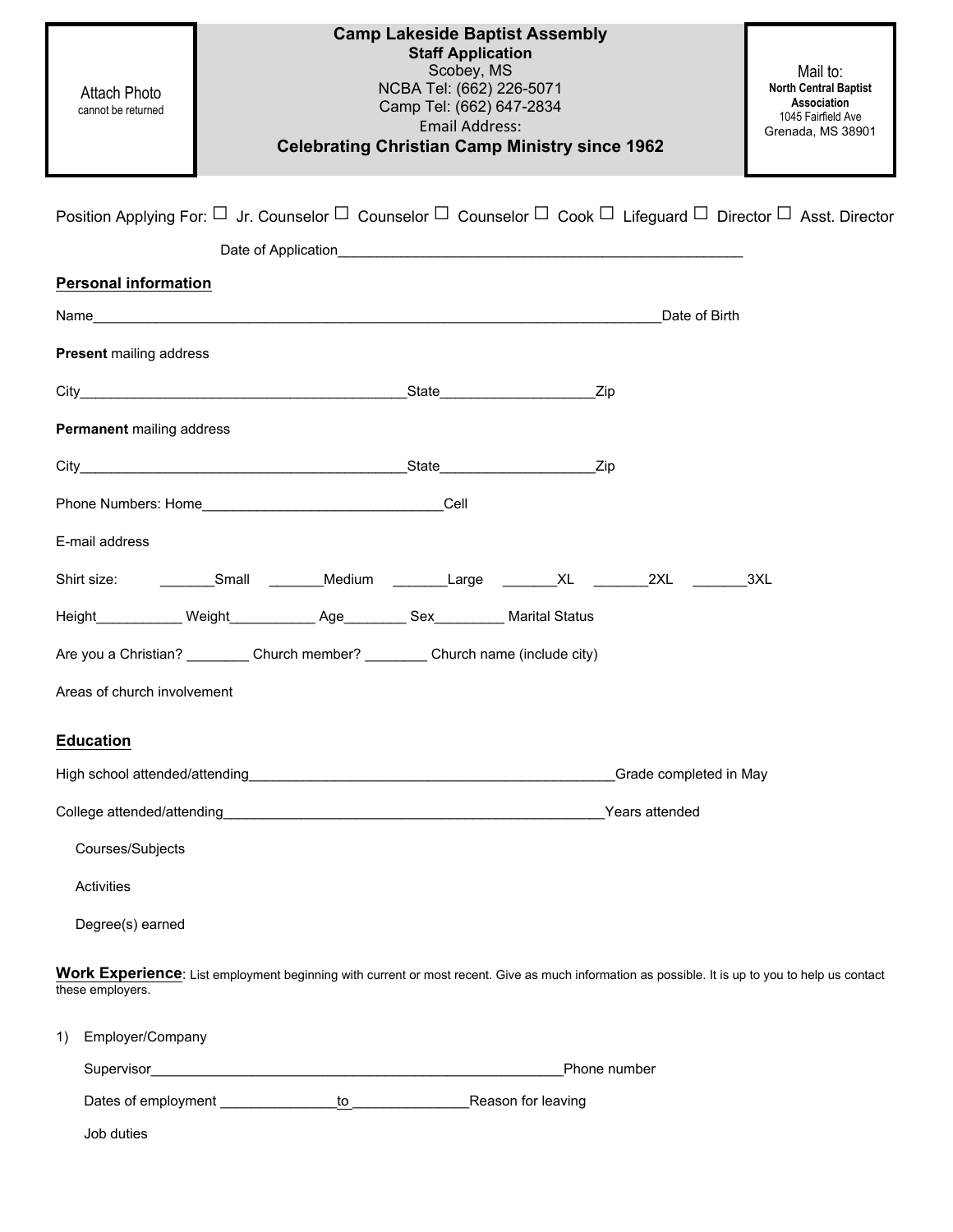Attach Photo
cannot be returned

# Camp Lakeside Baptist Assembly

**Staff Application**

Scobey, MS

NCBA Tel: (662) 226-5071

Camp Tel: (662) 647-2834

Email Address:

**Celebrating Christian Camp Ministry since 1962**

Mail to:
**North Central Baptist Association**
1045 Fairfield Ave
Grenada, MS 38901

Position Applying For: ☐ Jr. Counselor ☐ Counselor ☐ Counselor ☐ Cook ☐ Lifeguard ☐ Director ☐ Asst. Director

Date of Application___________________________________________________

## Personal information

Name___________________________________________________________________________Date of Birth

**Present** mailing address

City___________________________________________State___________________Zip

**Permanent** mailing address

City___________________________________________State___________________Zip

Phone Numbers: Home______________________________Cell

E-mail address

Shirt size: _______Small _______Medium _______Large _______XL _______2XL _______3XL

Height___________ Weight___________ Age________ Sex_________ Marital Status

Are you a Christian? ________ Church member? ________ Church name (include city)

Areas of church involvement

## Education

High school attended/attending________________________________________________Grade completed in May

College attended/attending___________________________________________________Years attended

Courses/Subjects

Activities

Degree(s) earned

**Work Experience**: List employment beginning with current or most recent. Give as much information as possible. It is up to you to help us contact these employers.

1) Employer/Company

Supervisor______________________________________________________Phone number

Dates of employment _______________to_______________Reason for leaving

Job duties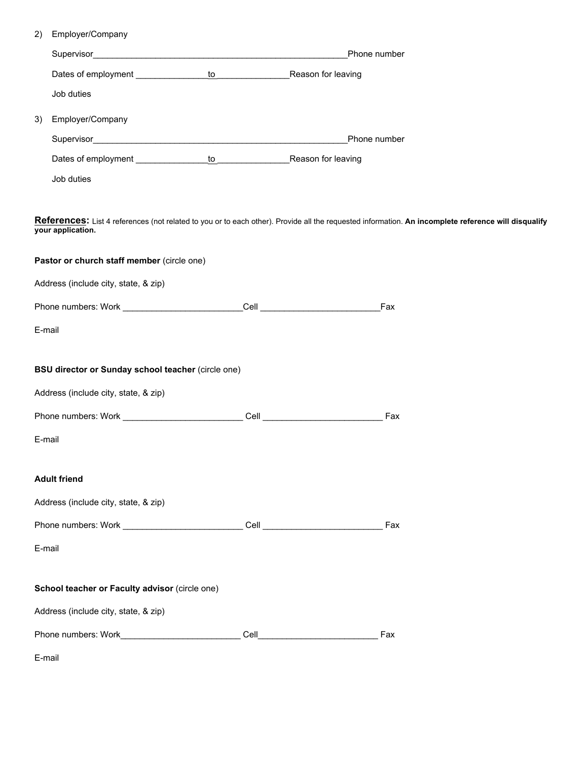2) Employer/Company

   Supervisor_______________________________________________________Phone number

   Dates of employment _______________to_______________Reason for leaving

   Job duties

3) Employer/Company

   Supervisor_______________________________________________________Phone number

   Dates of employment _______________to_______________Reason for leaving

   Job duties

**References:** List 4 references (not related to you or to each other). Provide all the requested information. **An incomplete reference will disqualify your application.**

**Pastor or church staff member** (circle one)

Address (include city, state, & zip)

Phone numbers: Work _________________________Cell _________________________Fax

E-mail

**BSU director or Sunday school teacher** (circle one)

Address (include city, state, & zip)

Phone numbers: Work _________________________ Cell _________________________ Fax

E-mail

**Adult friend**

Address (include city, state, & zip)

Phone numbers: Work _________________________ Cell _________________________ Fax

E-mail

**School teacher or Faculty advisor** (circle one)

Address (include city, state, & zip)

Phone numbers: Work_________________________ Cell_________________________ Fax

E-mail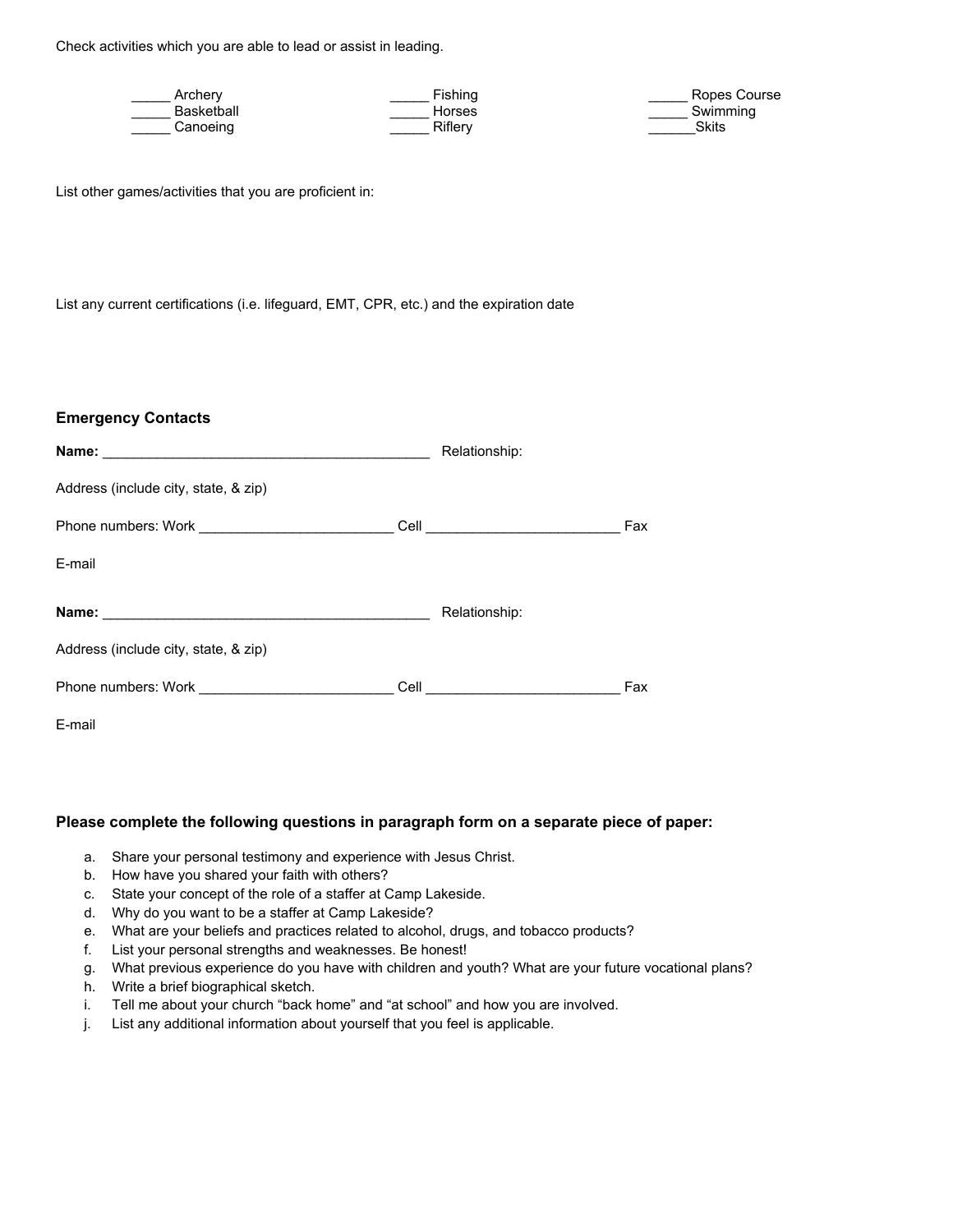Check activities which you are able to lead or assist in leading.

_____ Archery
_____ Basketball
_____ Canoeing
_____ Fishing
_____ Horses
_____ Riflery
_____ Ropes Course
_____ Swimming
______Skits

List other games/activities that you are proficient in:

List any current certifications (i.e. lifeguard, EMT, CPR, etc.) and the expiration date

**Emergency Contacts**

**Name:** ___________________________________________ Relationship:

Address (include city, state, & zip)

Phone numbers: Work _________________________ Cell _________________________ Fax

E-mail

**Name:** ___________________________________________ Relationship:

Address (include city, state, & zip)

Phone numbers: Work _________________________ Cell _________________________ Fax

E-mail

**Please complete the following questions in paragraph form on a separate piece of paper:**

a. Share your personal testimony and experience with Jesus Christ.
b. How have you shared your faith with others?
c. State your concept of the role of a staffer at Camp Lakeside.
d. Why do you want to be a staffer at Camp Lakeside?
e. What are your beliefs and practices related to alcohol, drugs, and tobacco products?
f. List your personal strengths and weaknesses. Be honest!
g. What previous experience do you have with children and youth? What are your future vocational plans?
h. Write a brief biographical sketch.
i. Tell me about your church "back home" and "at school" and how you are involved.
j. List any additional information about yourself that you feel is applicable.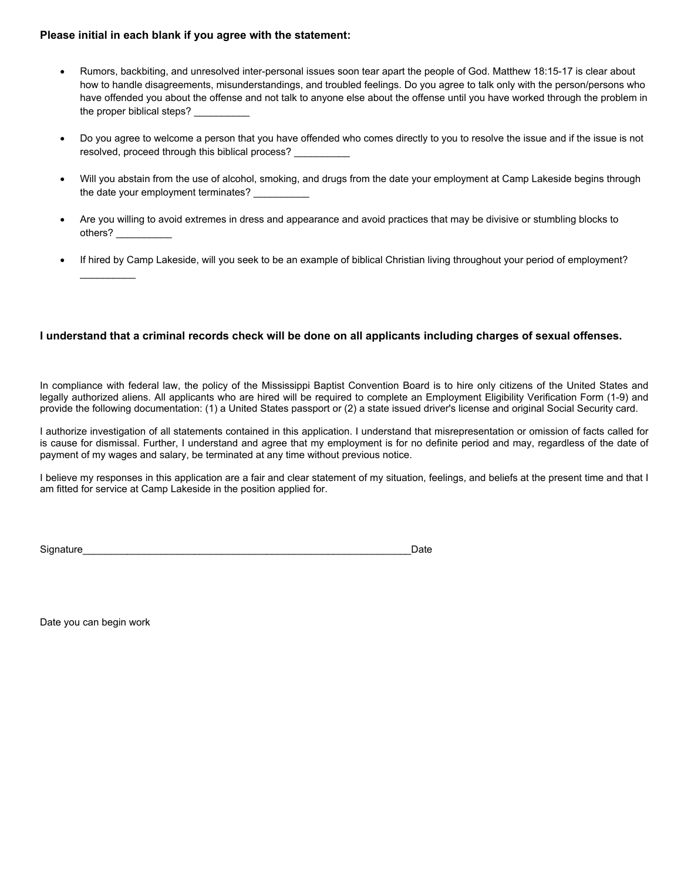**Please initial in each blank if you agree with the statement:**

- Rumors, backbiting, and unresolved inter-personal issues soon tear apart the people of God. Matthew 18:15-17 is clear about how to handle disagreements, misunderstandings, and troubled feelings. Do you agree to talk only with the person/persons who have offended you about the offense and not talk to anyone else about the offense until you have worked through the problem in the proper biblical steps? __________
- Do you agree to welcome a person that you have offended who comes directly to you to resolve the issue and if the issue is not resolved, proceed through this biblical process? __________
- Will you abstain from the use of alcohol, smoking, and drugs from the date your employment at Camp Lakeside begins through the date your employment terminates? __________
- Are you willing to avoid extremes in dress and appearance and avoid practices that may be divisive or stumbling blocks to others? __________
- If hired by Camp Lakeside, will you seek to be an example of biblical Christian living throughout your period of employment? __________

**I understand that a criminal records check will be done on all applicants including charges of sexual offenses.**

In compliance with federal law, the policy of the Mississippi Baptist Convention Board is to hire only citizens of the United States and legally authorized aliens. All applicants who are hired will be required to complete an Employment Eligibility Verification Form (1-9) and provide the following documentation: (1) a United States passport or (2) a state issued driver's license and original Social Security card.

I authorize investigation of all statements contained in this application. I understand that misrepresentation or omission of facts called for is cause for dismissal. Further, I understand and agree that my employment is for no definite period and may, regardless of the date of payment of my wages and salary, be terminated at any time without previous notice.

I believe my responses in this application are a fair and clear statement of my situation, feelings, and beliefs at the present time and that I am fitted for service at Camp Lakeside in the position applied for.

Signature______________________________________________________________Date

Date you can begin work